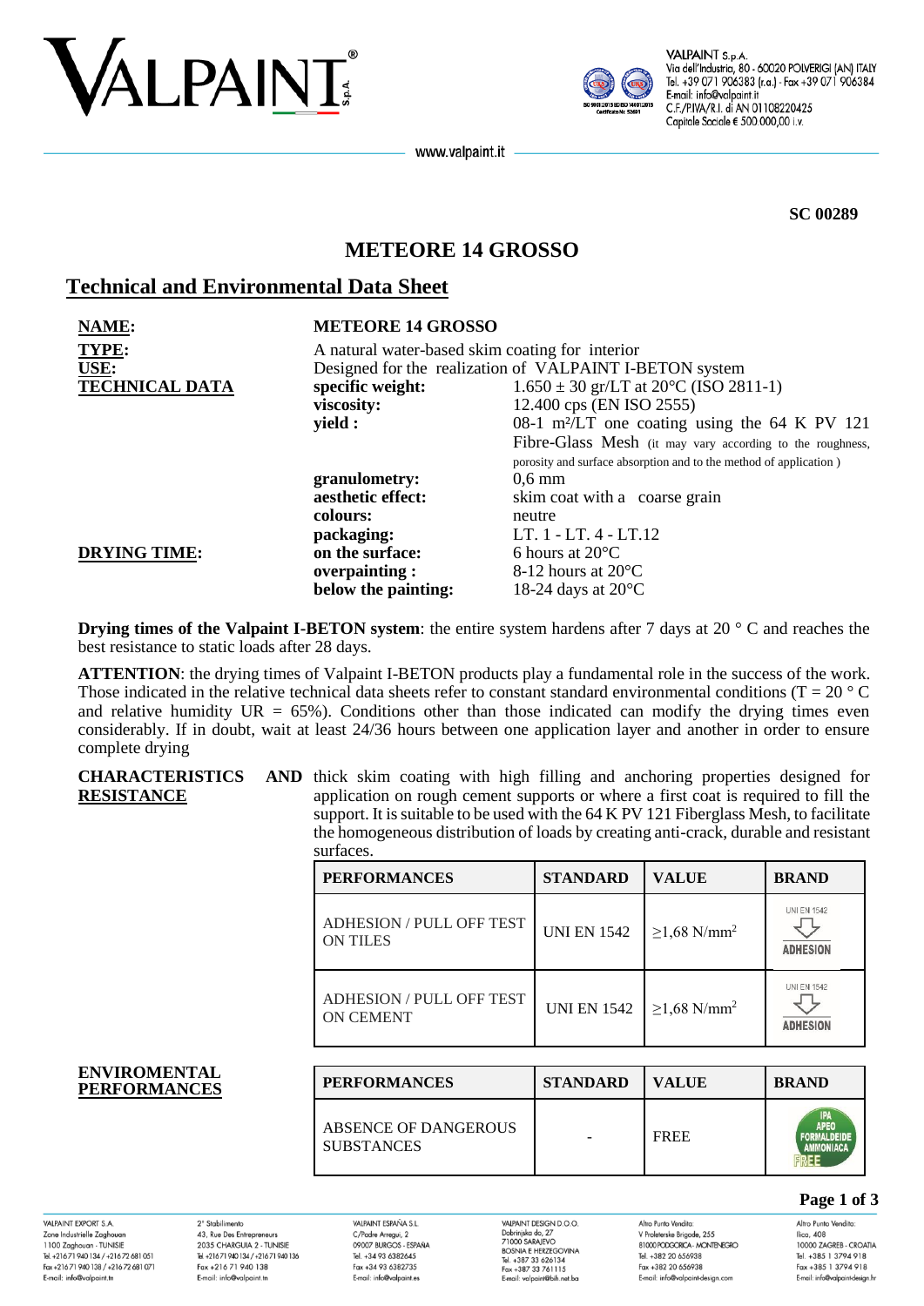SC 00289

# METEORE 14 GROSSO

## Technical and Environmental Data Sheet

| | | |
|---|---|---|
| **NAME:** | **METEORE 14 GROSSO** | |
| **TYPE:** | A natural water-based skim coating for interior | |
| **USE:** | Designed for the realization of VALPAINT I-BETON system | |
| **TECHNICAL DATA** | **specific weight:** | 1.650 ± 30 gr/LT at 20°C (ISO 2811-1) |
| | **viscosity:** | 12.400 cps (EN ISO 2555) |
| | **yield :** | 08-1 m²/LT one coating using the 64 K PV 121 Fibre-Glass Mesh (it may vary according to the roughness, porosity and surface absorption and to the method of application ) |
| | **granulometry:** | 0,6 mm |
| | **aesthetic effect:** | skim coat with a coarse grain |
| | **colours:** | neutre |
| | **packaging:** | LT. 1 - LT. 4 - LT.12 |
| **DRYING TIME:** | **on the surface:** | 6 hours at 20°C |
| | **overpainting :** | 8-12 hours at 20°C |
| | **below the painting:** | 18-24 days at 20°C |

**Drying times of the Valpaint I-BETON system**: the entire system hardens after 7 days at 20 ° C and reaches the best resistance to static loads after 28 days.

**ATTENTION**: the drying times of Valpaint I-BETON products play a fundamental role in the success of the work. Those indicated in the relative technical data sheets refer to constant standard environmental conditions (T = 20 ° C and relative humidity UR = 65%). Conditions other than those indicated can modify the drying times even considerably. If in doubt, wait at least 24/36 hours between one application layer and another in order to ensure complete drying

**CHARACTERISTICS AND RESISTANCE**

thick skim coating with high filling and anchoring properties designed for application on rough cement supports or where a first coat is required to fill the support. It is suitable to be used with the 64 K PV 121 Fiberglass Mesh, to facilitate the homogeneous distribution of loads by creating anti-crack, durable and resistant surfaces.

| PERFORMANCES | STANDARD | VALUE | BRAND |
|---|---|---|---|
| ADHESION / PULL OFF TEST ON TILES | UNI EN 1542 | ≥1,68 N/mm² | UNI EN 1542 ADHESION |
| ADHESION / PULL OFF TEST ON CEMENT | UNI EN 1542 | ≥1,68 N/mm² | UNI EN 1542 ADHESION |

**ENVIROMENTAL PERFORMANCES**

| PERFORMANCES | STANDARD | VALUE | BRAND |
|---|---|---|---|
| ABSENCE OF DANGEROUS SUBSTANCES | - | FREE | IPA APEO FORMALDEIDE AMMONIACA FREE |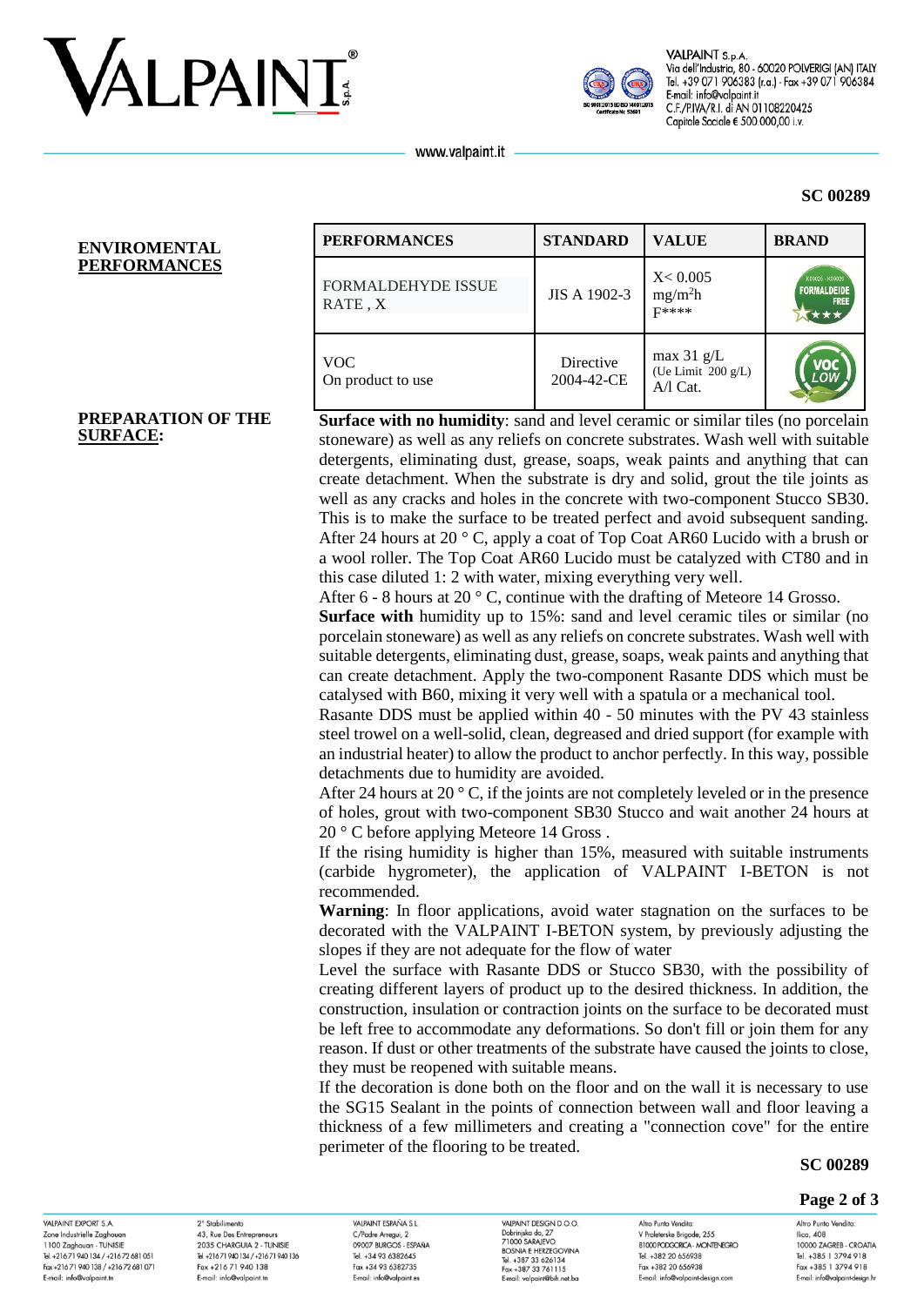SC 00289

**ENVIROMENTAL PERFORMANCES**

| PERFORMANCES | STANDARD | VALUE | BRAND |
|---|---|---|---|
| FORMALDEHYDE ISSUE RATE , X | JIS A 1902-3 | X< 0.005 $mg/m^2h$ F**** | |
| VOC On product to use | Directive 2004-42-CE | max 31 g/L (Ue Limit 200 g/L) A/l Cat. | |

**PREPARATION OF THE SURFACE:**

**Surface with no humidity**: sand and level ceramic or similar tiles (no porcelain stoneware) as well as any reliefs on concrete substrates. Wash well with suitable detergents, eliminating dust, grease, soaps, weak paints and anything that can create detachment. When the substrate is dry and solid, grout the tile joints as well as any cracks and holes in the concrete with two-component Stucco SB30. This is to make the surface to be treated perfect and avoid subsequent sanding. After 24 hours at 20 ° C, apply a coat of Top Coat AR60 Lucido with a brush or a wool roller. The Top Coat AR60 Lucido must be catalyzed with CT80 and in this case diluted 1: 2 with water, mixing everything very well.

After 6 - 8 hours at 20 ° C, continue with the drafting of Meteore 14 Grosso.

**Surface with** humidity up to 15%: sand and level ceramic tiles or similar (no porcelain stoneware) as well as any reliefs on concrete substrates. Wash well with suitable detergents, eliminating dust, grease, soaps, weak paints and anything that can create detachment. Apply the two-component Rasante DDS which must be catalysed with B60, mixing it very well with a spatula or a mechanical tool.

Rasante DDS must be applied within 40 - 50 minutes with the PV 43 stainless steel trowel on a well-solid, clean, degreased and dried support (for example with an industrial heater) to allow the product to anchor perfectly. In this way, possible detachments due to humidity are avoided.

After 24 hours at 20 ° C, if the joints are not completely leveled or in the presence of holes, grout with two-component SB30 Stucco and wait another 24 hours at 20 ° C before applying Meteore 14 Gross .

If the rising humidity is higher than 15%, measured with suitable instruments (carbide hygrometer), the application of VALPAINT I-BETON is not recommended.

**Warning**: In floor applications, avoid water stagnation on the surfaces to be decorated with the VALPAINT I-BETON system, by previously adjusting the slopes if they are not adequate for the flow of water

Level the surface with Rasante DDS or Stucco SB30, with the possibility of creating different layers of product up to the desired thickness. In addition, the construction, insulation or contraction joints on the surface to be decorated must be left free to accommodate any deformations. So don't fill or join them for any reason. If dust or other treatments of the substrate have caused the joints to close, they must be reopened with suitable means.

If the decoration is done both on the floor and on the wall it is necessary to use the SG15 Sealant in the points of connection between wall and floor leaving a thickness of a few millimeters and creating a "connection cove" for the entire perimeter of the flooring to be treated.

SC 00289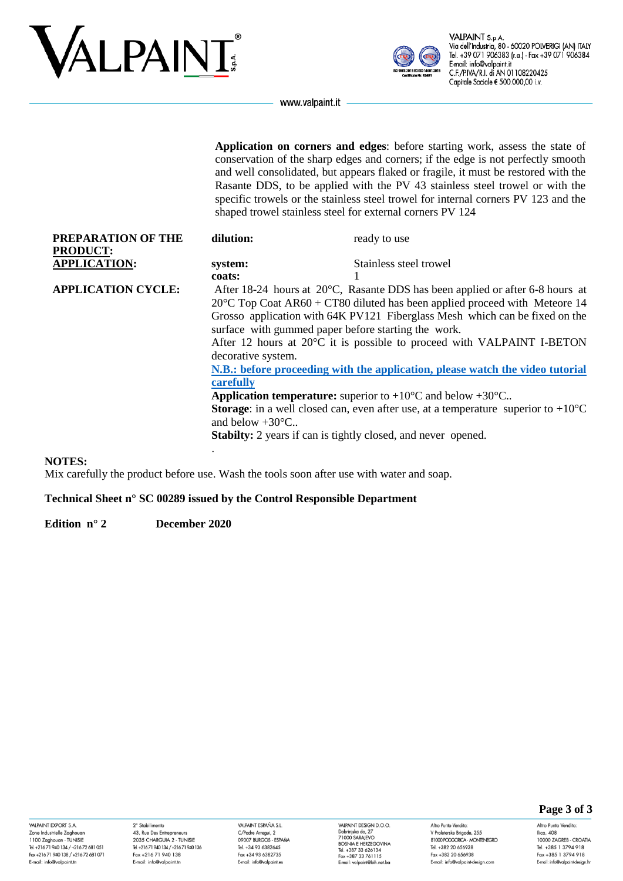**Application on corners and edges**: before starting work, assess the state of conservation of the sharp edges and corners; if the edge is not perfectly smooth and well consolidated, but appears flaked or fragile, it must be restored with the Rasante DDS, to be applied with the PV 43 stainless steel trowel or with the specific trowels or the stainless steel trowel for internal corners PV 123 and the shaped trowel stainless steel for external corners PV 124

| | | |
|---|---|---|
| **PREPARATION OF THE PRODUCT:** | **dilution:** | ready to use |
| **APPLICATION:** | **system:** | Stainless steel trowel |
| | **coats:** | 1 |

**APPLICATION CYCLE:**

After 18-24 hours at 20°C, Rasante DDS has been applied or after 6-8 hours at 20°C Top Coat AR60 + CT80 diluted has been applied proceed with Meteore 14 Grosso application with 64K PV121 Fiberglass Mesh which can be fixed on the surface with gummed paper before starting the work.
After 12 hours at 20°C it is possible to proceed with VALPAINT I-BETON decorative system.

**N.B.: before proceeding with the application, please watch the video tutorial carefully**

**Application temperature:** superior to +10°C and below +30°C..
**Storage**: in a well closed can, even after use, at a temperature superior to +10°C and below +30°C..
**Stabilty:** 2 years if can is tightly closed, and never opened.

.

**NOTES:**
Mix carefully the product before use. Wash the tools soon after use with water and soap.

**Technical Sheet n° SC 00289 issued by the Control Responsible Department**

**Edition n° 2 December 2020**